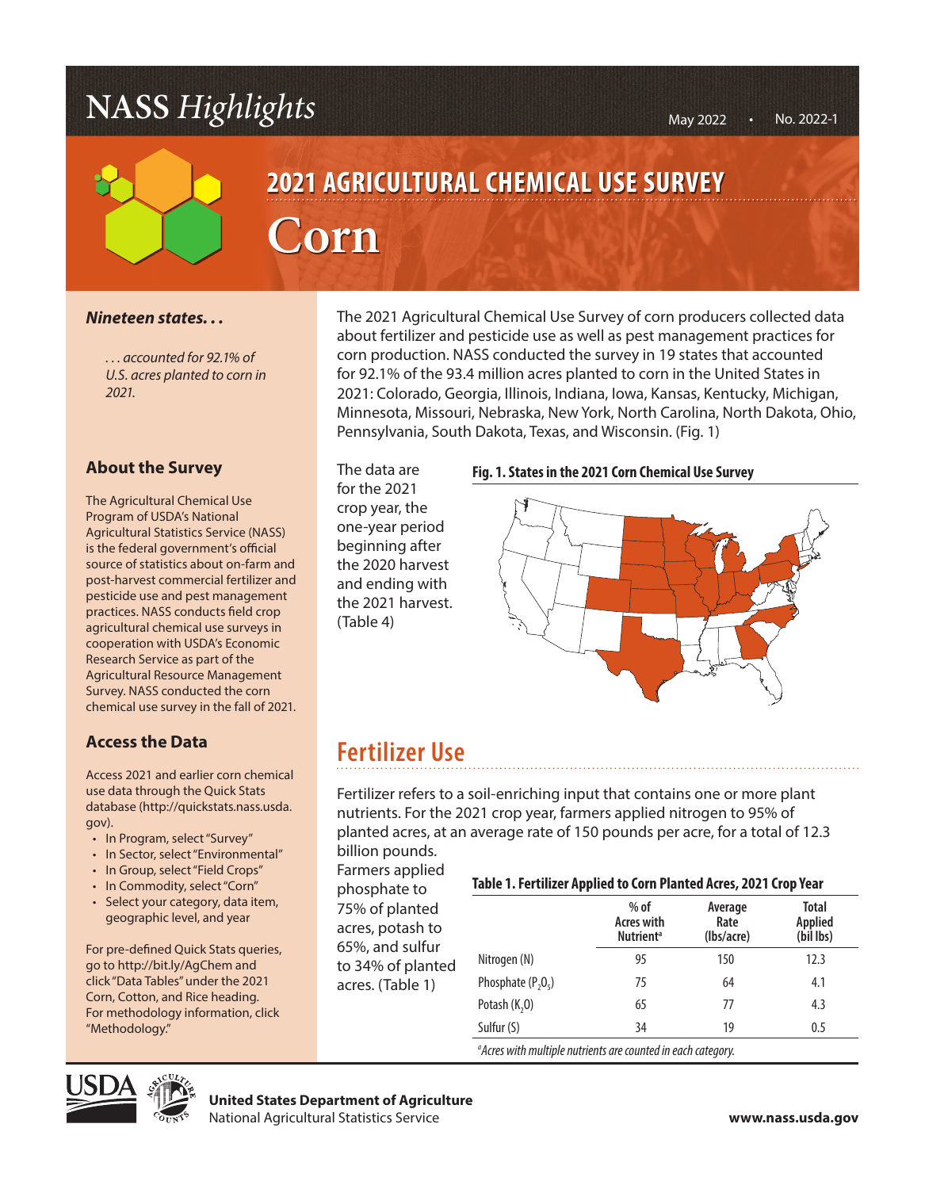# NASS *Highlights*

May 2022 • No. 2022-1

## 2021 AGRICULTURAL CHEMICAL USE SURVEY

# Corn

***Nineteen states. . .***

*. . . accounted for 92.1% of U.S. acres planted to corn in 2021.*

The 2021 Agricultural Chemical Use Survey of corn producers collected data about fertilizer and pesticide use as well as pest management practices for corn production. NASS conducted the survey in 19 states that accounted for 92.1% of the 93.4 million acres planted to corn in the United States in 2021: Colorado, Georgia, Illinois, Indiana, Iowa, Kansas, Kentucky, Michigan, Minnesota, Missouri, Nebraska, New York, North Carolina, North Dakota, Ohio, Pennsylvania, South Dakota, Texas, and Wisconsin. (Fig. 1)

The data are for the 2021 crop year, the one-year period beginning after the 2020 harvest and ending with the 2021 harvest. (Table 4)

**Fig. 1. States in the 2021 Corn Chemical Use Survey**

### About the Survey

The Agricultural Chemical Use Program of USDA's National Agricultural Statistics Service (NASS) is the federal government's official source of statistics about on-farm and post-harvest commercial fertilizer and pesticide use and pest management practices. NASS conducts field crop agricultural chemical use surveys in cooperation with USDA's Economic Research Service as part of the Agricultural Resource Management Survey. NASS conducted the corn chemical use survey in the fall of 2021.

### Access the Data

Access 2021 and earlier corn chemical use data through the Quick Stats database (http://quickstats.nass.usda.gov).

- In Program, select "Survey"
- In Sector, select "Environmental"
- In Group, select "Field Crops"
- In Commodity, select "Corn"
- Select your category, data item, geographic level, and year

For pre-defined Quick Stats queries, go to http://bit.ly/AgChem and click "Data Tables" under the 2021 Corn, Cotton, and Rice heading. For methodology information, click "Methodology."

## Fertilizer Use

Fertilizer refers to a soil-enriching input that contains one or more plant nutrients. For the 2021 crop year, farmers applied nitrogen to 95% of planted acres, at an average rate of 150 pounds per acre, for a total of 12.3 billion pounds.

Farmers applied phosphate to 75% of planted acres, potash to 65%, and sulfur to 34% of planted acres. (Table 1)

**Table 1. Fertilizer Applied to Corn Planted Acres, 2021 Crop Year**

| | % of Acres with Nutrient[a] | Average Rate (lbs/acre) | Total Applied (bil lbs) |
|---|---|---|---|
| Nitrogen (N) | 95 | 150 | 12.3 |
| Phosphate ($P_2O_5$) | 75 | 64 | 4.1 |
| Potash ($K_2O$) | 65 | 77 | 4.3 |
| Sulfur (S) | 34 | 19 | 0.5 |

[a]*Acres with multiple nutrients are counted in each category.*

**United States Department of Agriculture**
National Agricultural Statistics Service

www.nass.usda.gov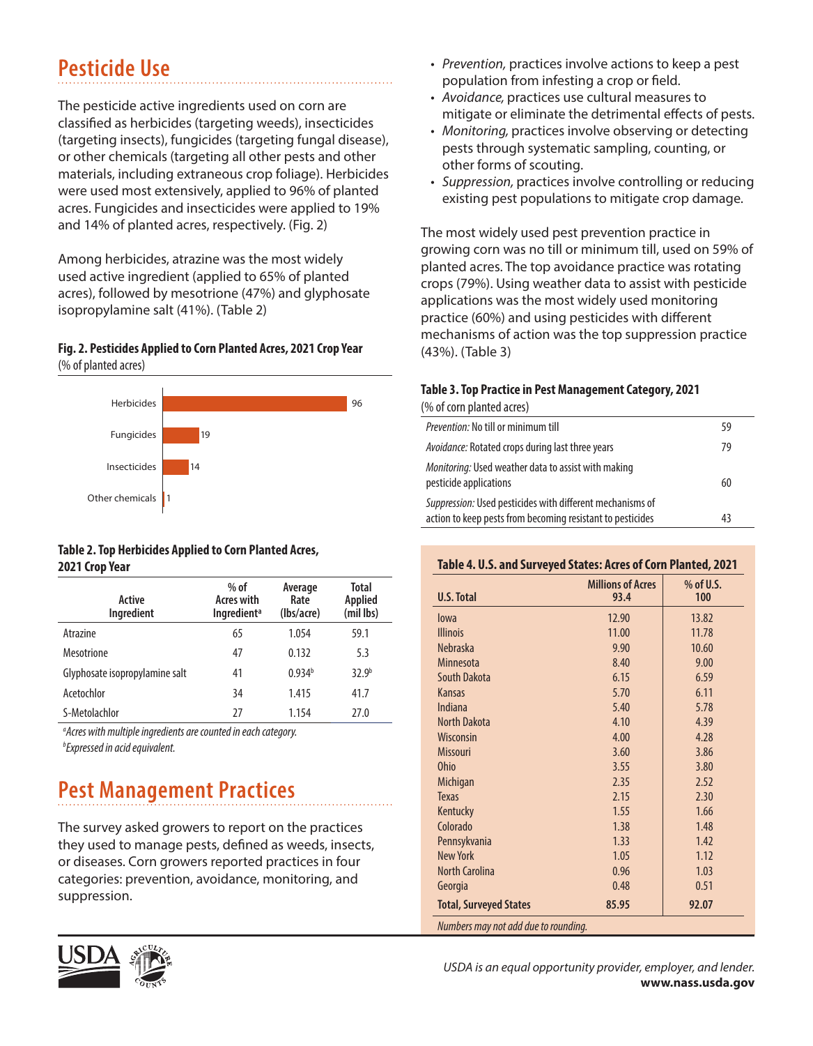## Pesticide Use

The pesticide active ingredients used on corn are classified as herbicides (targeting weeds), insecticides (targeting insects), fungicides (targeting fungal disease), or other chemicals (targeting all other pests and other materials, including extraneous crop foliage). Herbicides were used most extensively, applied to 96% of planted acres. Fungicides and insecticides were applied to 19% and 14% of planted acres, respectively. (Fig. 2)

Among herbicides, atrazine was the most widely used active ingredient (applied to 65% of planted acres), followed by mesotrione (47%) and glyphosate isopropylamine salt (41%). (Table 2)

**Fig. 2. Pesticides Applied to Corn Planted Acres, 2021 Crop Year**
(% of planted acres)

Herbicides 96
Fungicides 19
Insecticides 14
Other chemicals 1

**Table 2. Top Herbicides Applied to Corn Planted Acres, 2021 Crop Year**

| Active Ingredient | % of Acres with Ingredient[a] | Average Rate (lbs/acre) | Total Applied (mil lbs) |
|---|---|---|---|
| Atrazine | 65 | 1.054 | 59.1 |
| Mesotrione | 47 | 0.132 | 5.3 |
| Glyphosate isopropylamine salt | 41 | 0.934[b] | 32.9[b] |
| Acetochlor | 34 | 1.415 | 41.7 |
| S-Metolachlor | 27 | 1.154 | 27.0 |

[a]*Acres with multiple ingredients are counted in each category.*
[b]*Expressed in acid equivalent.*

## Pest Management Practices

The survey asked growers to report on the practices they used to manage pests, defined as weeds, insects, or diseases. Corn growers reported practices in four categories: prevention, avoidance, monitoring, and suppression.

- *Prevention,* practices involve actions to keep a pest population from infesting a crop or field.
- *Avoidance,* practices use cultural measures to mitigate or eliminate the detrimental effects of pests.
- *Monitoring,* practices involve observing or detecting pests through systematic sampling, counting, or other forms of scouting.
- *Suppression,* practices involve controlling or reducing existing pest populations to mitigate crop damage.

The most widely used pest prevention practice in growing corn was no till or minimum till, used on 59% of planted acres. The top avoidance practice was rotating crops (79%). Using weather data to assist with pesticide applications was the most widely used monitoring practice (60%) and using pesticides with different mechanisms of action was the top suppression practice (43%). (Table 3)

**Table 3. Top Practice in Pest Management Category, 2021**
(% of corn planted acres)

| | |
|---|---|
| *Prevention:* No till or minimum till | 59 |
| *Avoidance:* Rotated crops during last three years | 79 |
| *Monitoring:* Used weather data to assist with making pesticide applications | 60 |
| *Suppression:* Used pesticides with different mechanisms of action to keep pests from becoming resistant to pesticides | 43 |

**Table 4. U.S. and Surveyed States: Acres of Corn Planted, 2021**

| U.S. Total | Millions of Acres 93.4 | % of U.S. 100 |
|---|---|---|
| Iowa | 12.90 | 13.82 |
| Illinois | 11.00 | 11.78 |
| Nebraska | 9.90 | 10.60 |
| Minnesota | 8.40 | 9.00 |
| South Dakota | 6.15 | 6.59 |
| Kansas | 5.70 | 6.11 |
| Indiana | 5.40 | 5.78 |
| North Dakota | 4.10 | 4.39 |
| Wisconsin | 4.00 | 4.28 |
| Missouri | 3.60 | 3.86 |
| Ohio | 3.55 | 3.80 |
| Michigan | 2.35 | 2.52 |
| Texas | 2.15 | 2.30 |
| Kentucky | 1.55 | 1.66 |
| Colorado | 1.38 | 1.48 |
| Pennsykvania | 1.33 | 1.42 |
| New York | 1.05 | 1.12 |
| North Carolina | 0.96 | 1.03 |
| Georgia | 0.48 | 0.51 |
| **Total, Surveyed States** | **85.95** | **92.07** |

*Numbers may not add due to rounding.*

*USDA is an equal opportunity provider, employer, and lender.*
**www.nass.usda.gov**